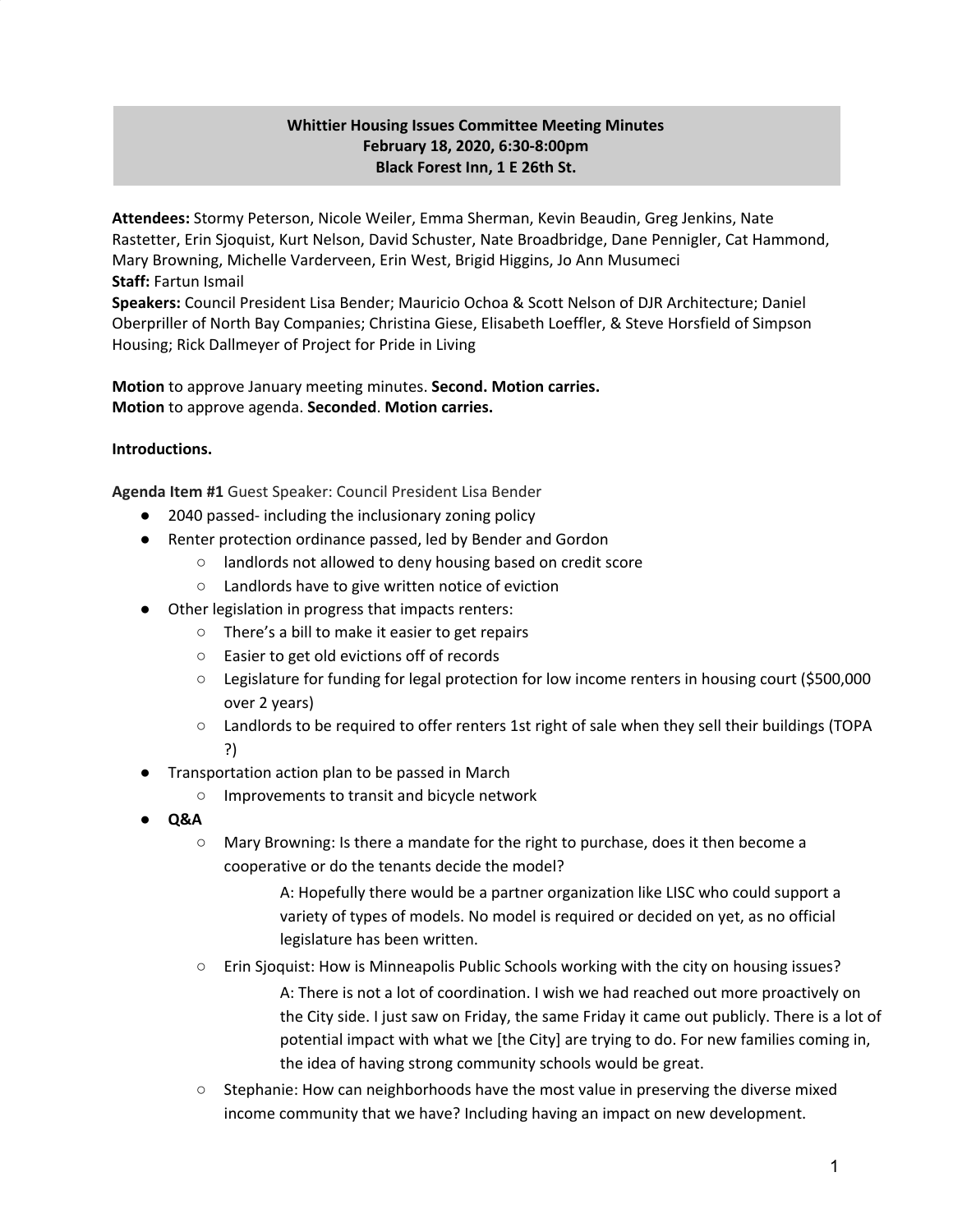**Whittier Housing Issues Committee Meeting Minutes**
**February 18, 2020, 6:30-8:00pm**
**Black Forest Inn, 1 E 26th St.**

**Attendees:** Stormy Peterson, Nicole Weiler, Emma Sherman, Kevin Beaudin, Greg Jenkins, Nate Rastetter, Erin Sjoquist, Kurt Nelson, David Schuster, Nate Broadbridge, Dane Pennigler, Cat Hammond, Mary Browning, Michelle Varderveen, Erin West, Brigid Higgins, Jo Ann Musumeci
**Staff:** Fartun Ismail
**Speakers:** Council President Lisa Bender; Mauricio Ochoa & Scott Nelson of DJR Architecture; Daniel Oberpriller of North Bay Companies; Christina Giese, Elisabeth Loeffler, & Steve Horsfield of Simpson Housing; Rick Dallmeyer of Project for Pride in Living

**Motion** to approve January meeting minutes. **Second. Motion carries.**
**Motion** to approve agenda. **Seconded**. **Motion carries.**

**Introductions.**

**Agenda Item #1** Guest Speaker: Council President Lisa Bender

- 2040 passed- including the inclusionary zoning policy
- Renter protection ordinance passed, led by Bender and Gordon
  - landlords not allowed to deny housing based on credit score
  - Landlords have to give written notice of eviction
- Other legislation in progress that impacts renters:
  - There's a bill to make it easier to get repairs
  - Easier to get old evictions off of records
  - Legislature for funding for legal protection for low income renters in housing court ($500,000 over 2 years)
  - Landlords to be required to offer renters 1st right of sale when they sell their buildings (TOPA ?)
- Transportation action plan to be passed in March
  - Improvements to transit and bicycle network
- **Q&A**
  - Mary Browning: Is there a mandate for the right to purchase, does it then become a cooperative or do the tenants decide the model?

    A: Hopefully there would be a partner organization like LISC who could support a variety of types of models. No model is required or decided on yet, as no official legislature has been written.
  - Erin Sjoquist: How is Minneapolis Public Schools working with the city on housing issues?

    A: There is not a lot of coordination. I wish we had reached out more proactively on the City side. I just saw on Friday, the same Friday it came out publicly. There is a lot of potential impact with what we [the City] are trying to do. For new families coming in, the idea of having strong community schools would be great.
  - Stephanie: How can neighborhoods have the most value in preserving the diverse mixed income community that we have? Including having an impact on new development.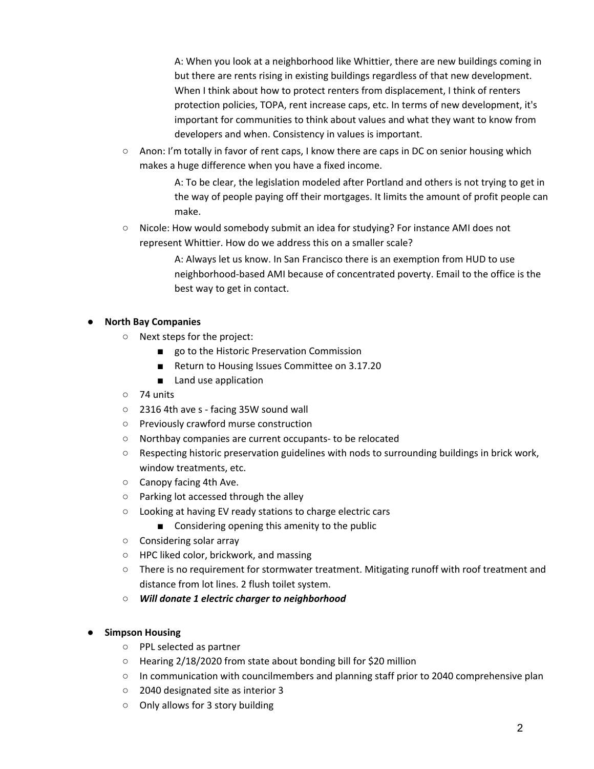A: When you look at a neighborhood like Whittier, there are new buildings coming in but there are rents rising in existing buildings regardless of that new development. When I think about how to protect renters from displacement, I think of renters protection policies, TOPA, rent increase caps, etc. In terms of new development, it's important for communities to think about values and what they want to know from developers and when. Consistency in values is important.

- Anon: I'm totally in favor of rent caps, I know there are caps in DC on senior housing which makes a huge difference when you have a fixed income.

    A: To be clear, the legislation modeled after Portland and others is not trying to get in the way of people paying off their mortgages. It limits the amount of profit people can make.

- Nicole: How would somebody submit an idea for studying? For instance AMI does not represent Whittier. How do we address this on a smaller scale?

    A: Always let us know. In San Francisco there is an exemption from HUD to use neighborhood-based AMI because of concentrated poverty. Email to the office is the best way to get in contact.

- **North Bay Companies**
    - Next steps for the project:
        - go to the Historic Preservation Commission
        - Return to Housing Issues Committee on 3.17.20
        - Land use application
    - 74 units
    - 2316 4th ave s - facing 35W sound wall
    - Previously crawford murse construction
    - Northbay companies are current occupants- to be relocated
    - Respecting historic preservation guidelines with nods to surrounding buildings in brick work, window treatments, etc.
    - Canopy facing 4th Ave.
    - Parking lot accessed through the alley
    - Looking at having EV ready stations to charge electric cars
        - Considering opening this amenity to the public
    - Considering solar array
    - HPC liked color, brickwork, and massing
    - There is no requirement for stormwater treatment. Mitigating runoff with roof treatment and distance from lot lines. 2 flush toilet system.
    - ***Will donate 1 electric charger to neighborhood***

- **Simpson Housing**
    - PPL selected as partner
    - Hearing 2/18/2020 from state about bonding bill for $20 million
    - In communication with councilmembers and planning staff prior to 2040 comprehensive plan
    - 2040 designated site as interior 3
    - Only allows for 3 story building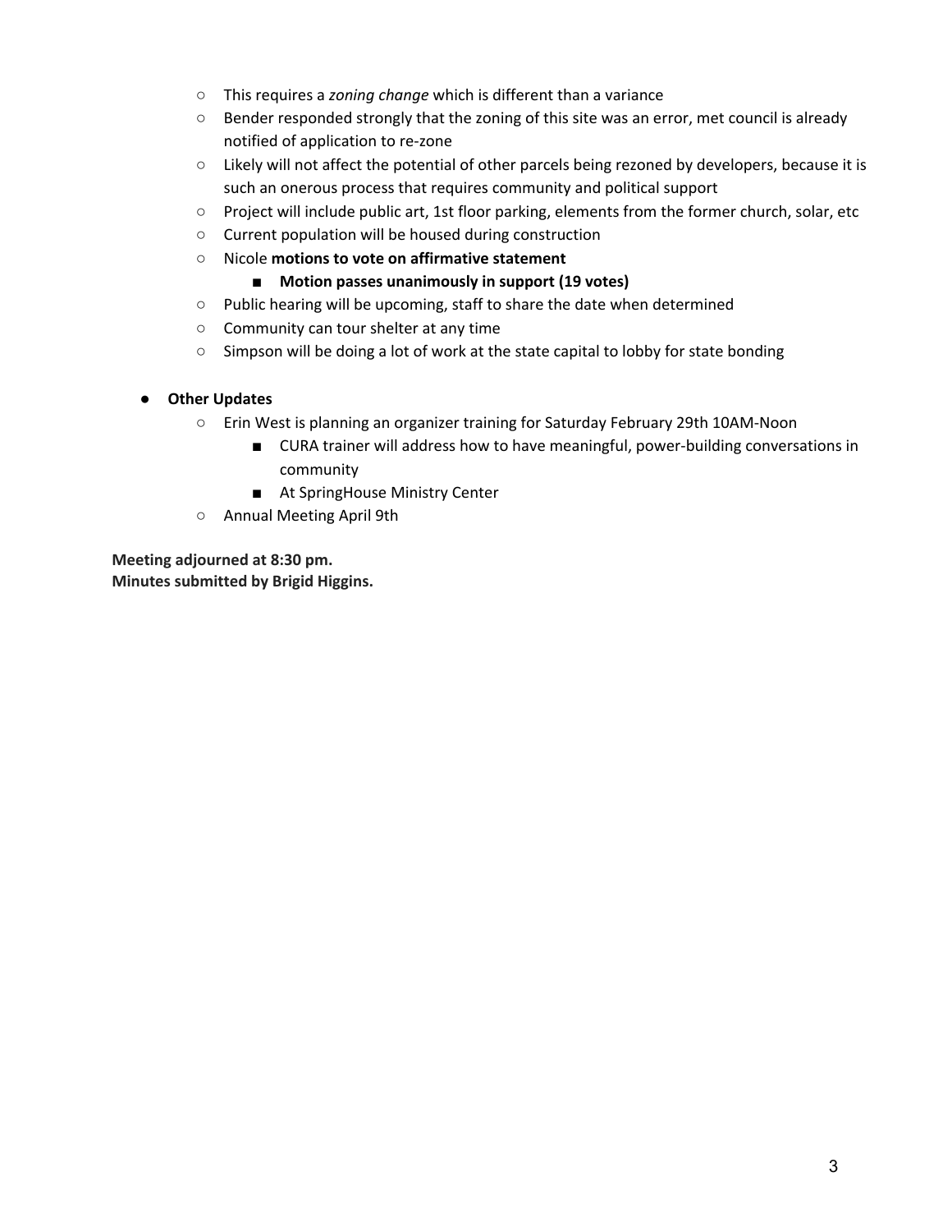- This requires a *zoning change* which is different than a variance
  - Bender responded strongly that the zoning of this site was an error, met council is already notified of application to re-zone
  - Likely will not affect the potential of other parcels being rezoned by developers, because it is such an onerous process that requires community and political support
  - Project will include public art, 1st floor parking, elements from the former church, solar, etc
  - Current population will be housed during construction
  - Nicole **motions to vote on affirmative statement**
    - **Motion passes unanimously in support (19 votes)**
  - Public hearing will be upcoming, staff to share the date when determined
  - Community can tour shelter at any time
  - Simpson will be doing a lot of work at the state capital to lobby for state bonding

- **Other Updates**
  - Erin West is planning an organizer training for Saturday February 29th 10AM-Noon
    - CURA trainer will address how to have meaningful, power-building conversations in community
    - At SpringHouse Ministry Center
  - Annual Meeting April 9th

**Meeting adjourned at 8:30 pm.**
**Minutes submitted by Brigid Higgins.**